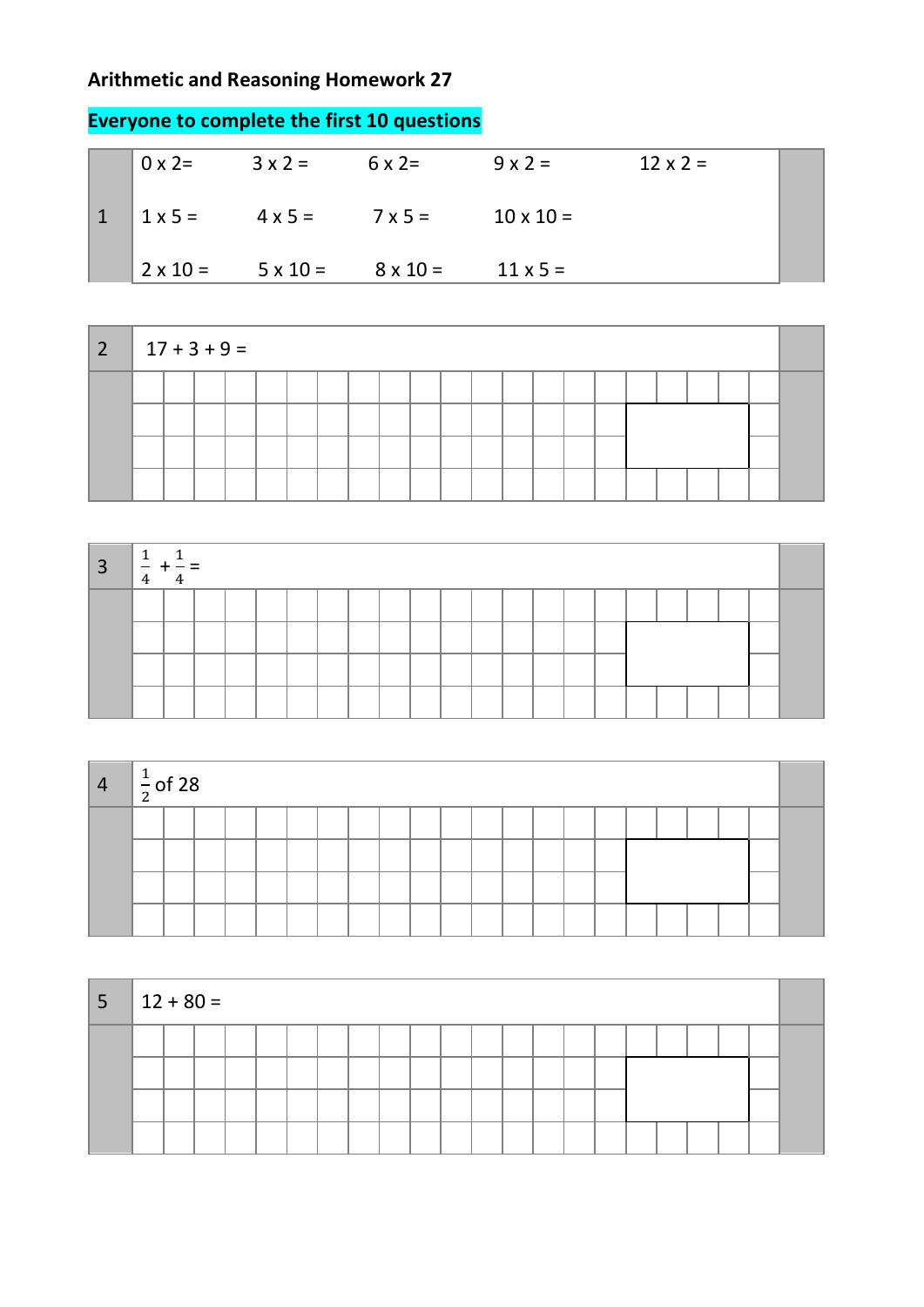# Arithmetic and Reasoning Homework 27

**Everyone to complete the first 10 questions**

**1**

| | | | | |
|---|---|---|---|---|
| 0 x 2= | 3 x 2 = | 6 x 2= | 9 x 2 = | 12 x 2 = |
| 1 x 5 = | 4 x 5 = | 7 x 5 = | 10 x 10 = | |
| 2 x 10 = | 5 x 10 = | 8 x 10 = | 11 x 5 = | |

**2** 17 + 3 + 9 =

**3** $\frac{1}{4} + \frac{1}{4} =$

**4** $\frac{1}{2}$ of 28

**5** 12 + 80 =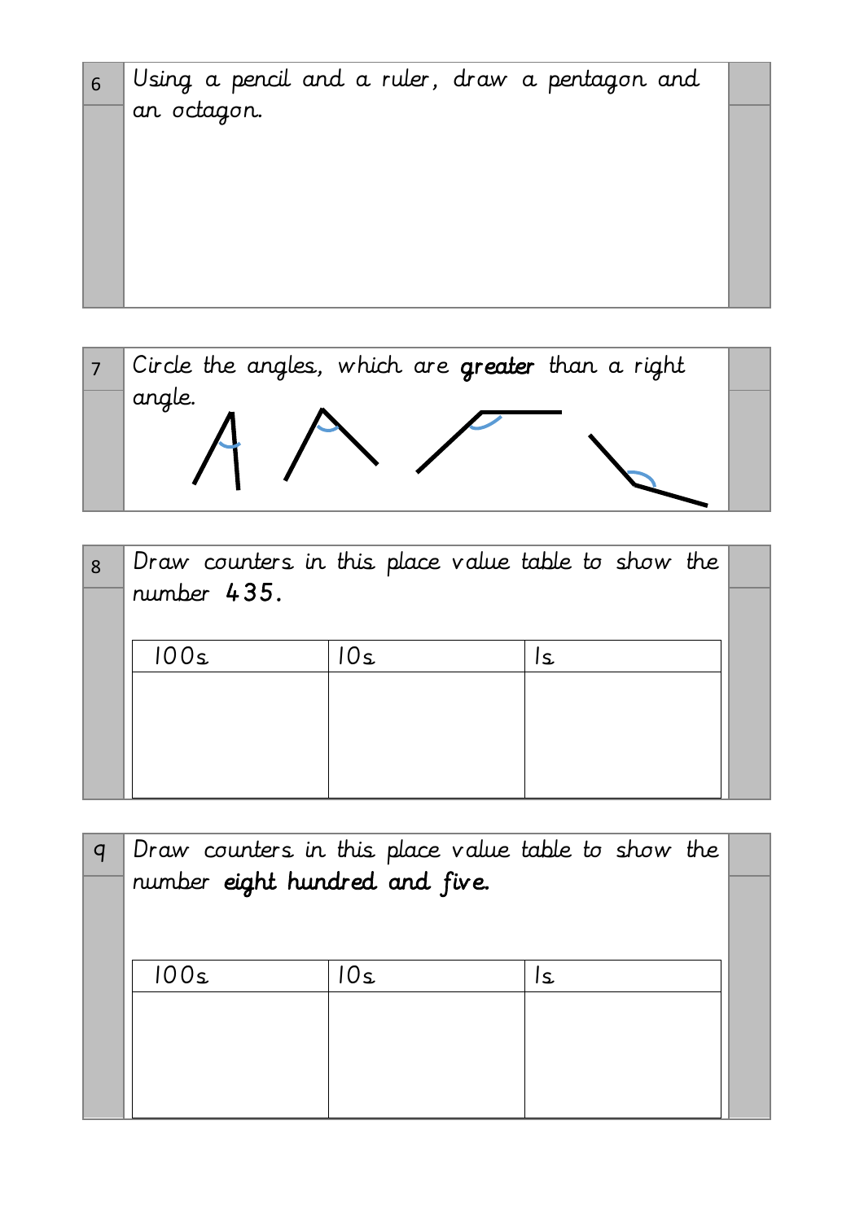6 Using a pencil and a ruler, draw a pentagon and an octagon.

7 Circle the angles, which are **greater** than a right angle.

8 Draw counters in this place value table to show the number 435.

| 100s | 10s | 1s |
| --- | --- | --- |
| | | |

9 Draw counters in this place value table to show the number **eight hundred and five.**

| 100s | 10s | 1s |
| --- | --- | --- |
| | | |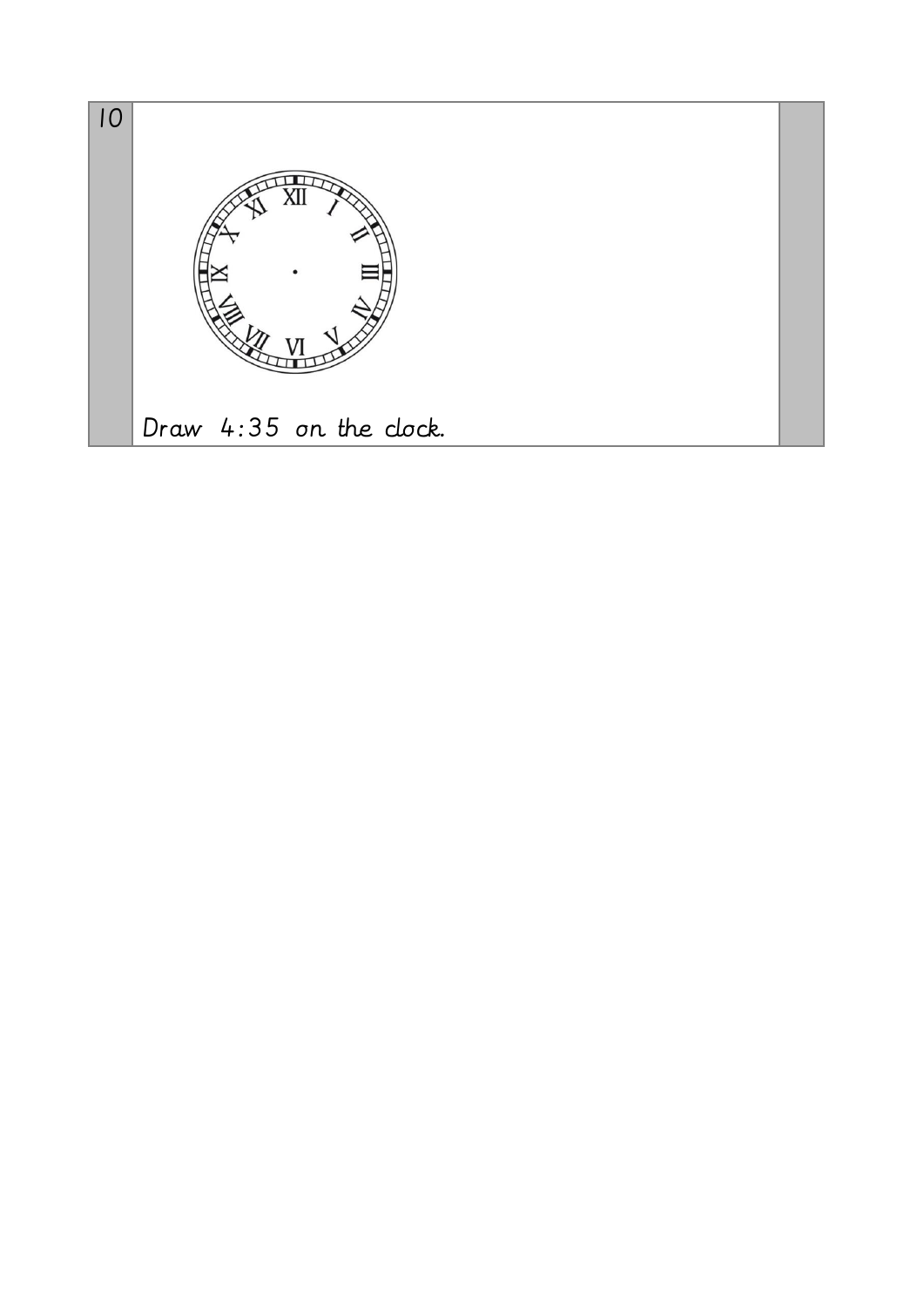10

Draw 4:35 on the clock.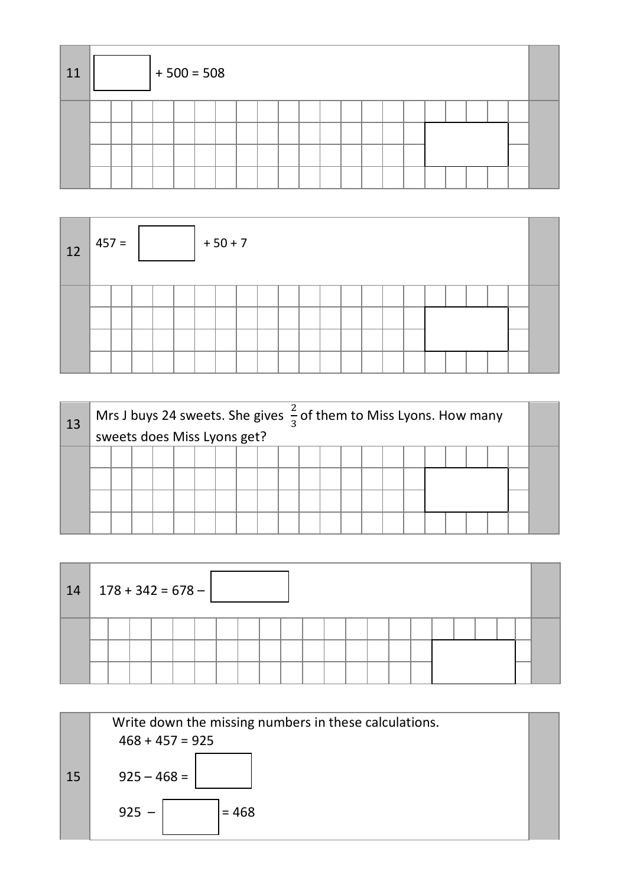**11** ☐ + 500 = 508

**12** 457 = ☐ + 50 + 7

**13** Mrs J buys 24 sweets. She gives $\frac{2}{3}$ of them to Miss Lyons. How many sweets does Miss Lyons get?

**14** 178 + 342 = 678 – ☐

**15** Write down the missing numbers in these calculations.

468 + 457 = 925

925 – 468 = ☐

925 – ☐ = 468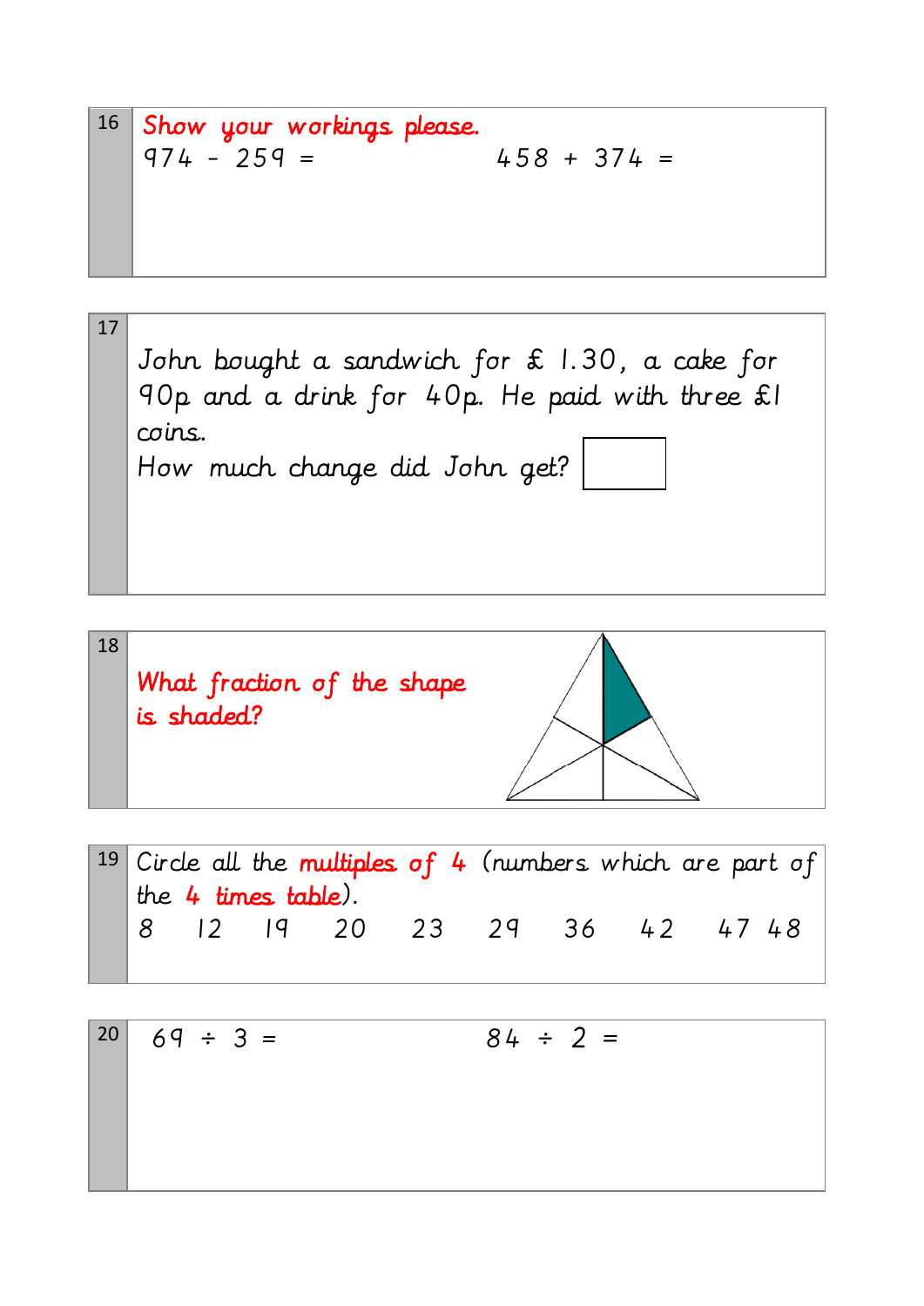**16** Show your workings please.

974 - 259 =          458 + 374 =

**17**

John bought a sandwich for £ 1.30, a cake for 90p and a drink for 40p. He paid with three £1 coins.

How much change did John get?

**18**

What fraction of the shape is shaded?

**19** Circle all the multiples of 4 (numbers which are part of the 4 times table).

8   12   19   20   23   29   36   42   47   48

**20**

69 ÷ 3 =          84 ÷ 2 =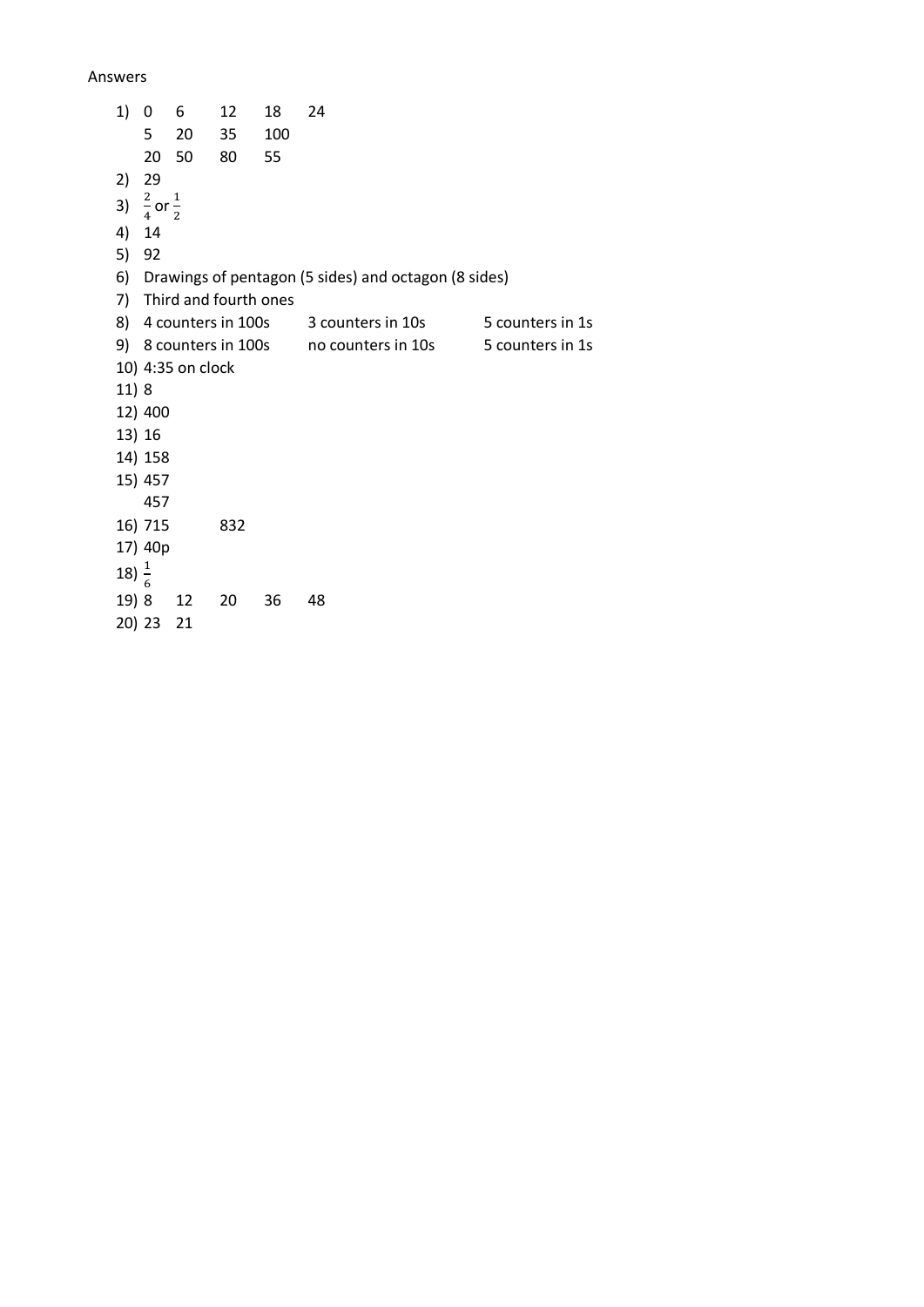Answers

1) 0 6 12 18 24
   5 20 35 100
   20 50 80 55
2) 29
3) $\frac{2}{4}$ or $\frac{1}{2}$
4) 14
5) 92
6) Drawings of pentagon (5 sides) and octagon (8 sides)
7) Third and fourth ones
8) 4 counters in 100s 3 counters in 10s 5 counters in 1s
9) 8 counters in 100s no counters in 10s 5 counters in 1s
10) 4:35 on clock
11) 8
12) 400
13) 16
14) 158
15) 457
    457
16) 715 832
17) 40p
18) $\frac{1}{6}$
19) 8 12 20 36 48
20) 23 21